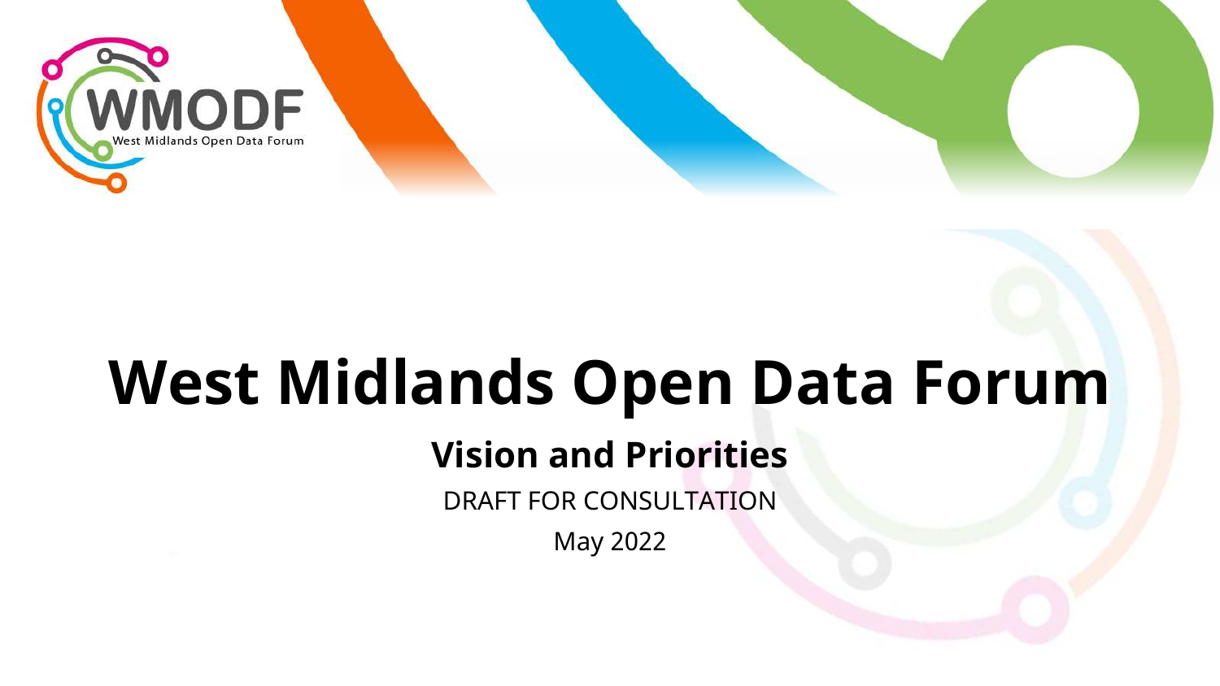# West Midlands Open Data Forum

## Vision and Priorities

DRAFT FOR CONSULTATION

May 2022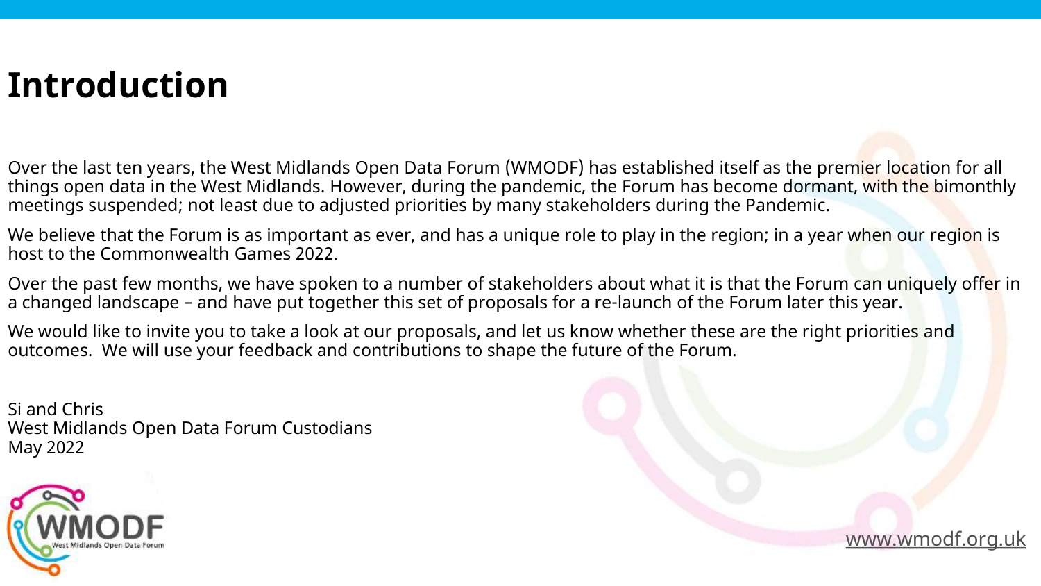# Introduction

Over the last ten years, the West Midlands Open Data Forum (WMODF) has established itself as the premier location for all things open data in the West Midlands. However, during the pandemic, the Forum has become dormant, with the bimonthly meetings suspended; not least due to adjusted priorities by many stakeholders during the Pandemic.

We believe that the Forum is as important as ever, and has a unique role to play in the region; in a year when our region is host to the Commonwealth Games 2022.

Over the past few months, we have spoken to a number of stakeholders about what it is that the Forum can uniquely offer in a changed landscape – and have put together this set of proposals for a re-launch of the Forum later this year.

We would like to invite you to take a look at our proposals, and let us know whether these are the right priorities and outcomes. We will use your feedback and contributions to shape the future of the Forum.

Si and Chris
West Midlands Open Data Forum Custodians
May 2022

www.wmodf.org.uk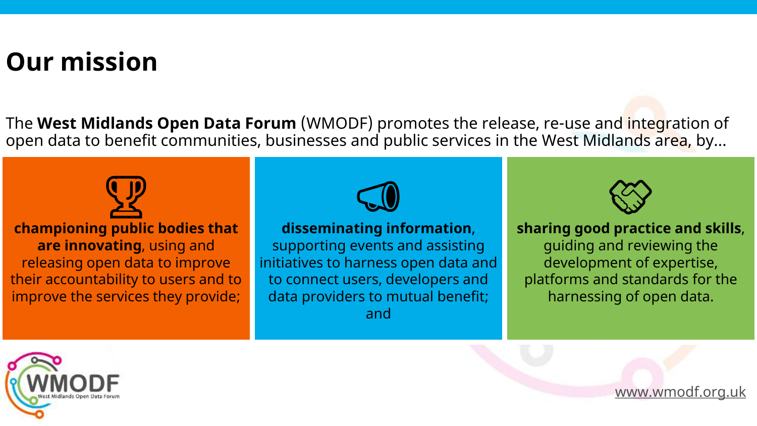# Our mission

The **West Midlands Open Data Forum** (WMODF) promotes the release, re-use and integration of open data to benefit communities, businesses and public services in the West Midlands area, by...

**championing public bodies that are innovating**, using and releasing open data to improve their accountability to users and to improve the services they provide;

**disseminating information**, supporting events and assisting initiatives to harness open data and to connect users, developers and data providers to mutual benefit; and

**sharing good practice and skills**, guiding and reviewing the development of expertise, platforms and standards for the harnessing of open data.

WMODF West Midlands Open Data Forum

www.wmodf.org.uk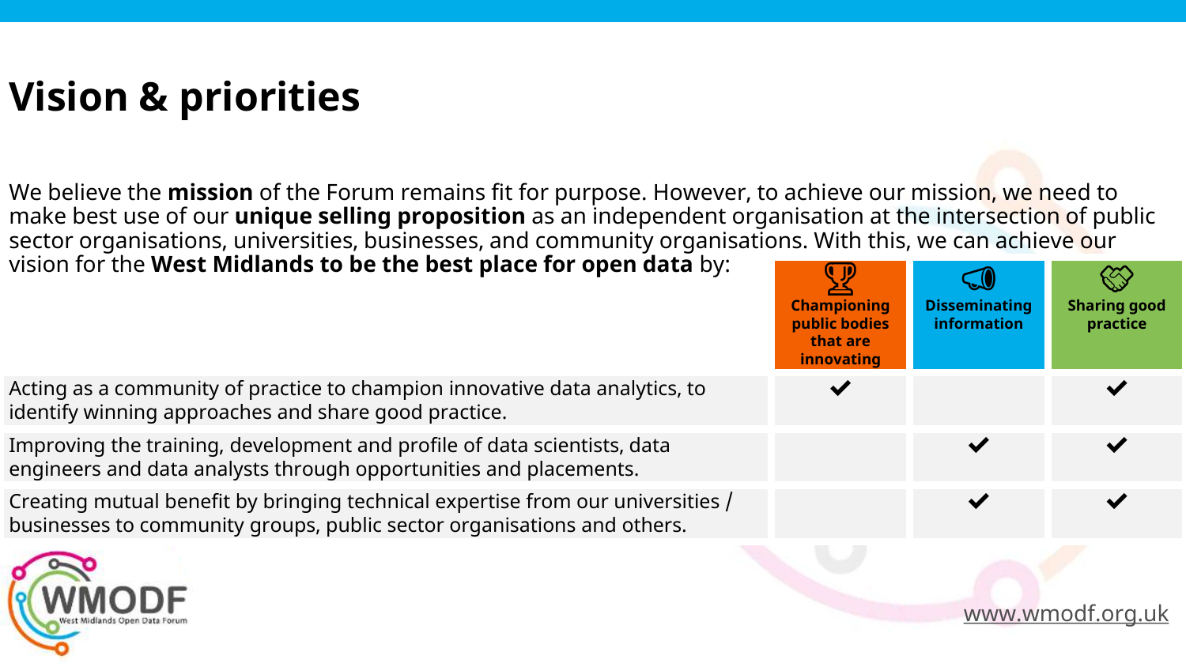# Vision & priorities

We believe the **mission** of the Forum remains fit for purpose. However, to achieve our mission, we need to make best use of our **unique selling proposition** as an independent organisation at the intersection of public sector organisations, universities, businesses, and community organisations. With this, we can achieve our vision for the **West Midlands to be the best place for open data** by:

| | Championing public bodies that are innovating | Disseminating information | Sharing good practice |
|---|---|---|---|
| Acting as a community of practice to champion innovative data analytics, to identify winning approaches and share good practice. | ✔ | | ✔ |
| Improving the training, development and profile of data scientists, data engineers and data analysts through opportunities and placements. | | ✔ | ✔ |
| Creating mutual benefit by bringing technical expertise from our universities / businesses to community groups, public sector organisations and others. | | ✔ | ✔ |

WMODF
West Midlands Open Data Forum

www.wmodf.org.uk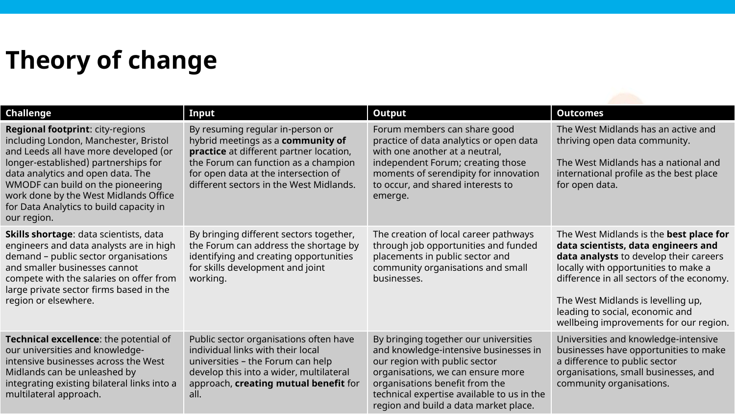# Theory of change

| Challenge | Input | Output | Outcomes |
| --- | --- | --- | --- |
| **Regional footprint**: city-regions including London, Manchester, Bristol and Leeds all have more developed (or longer-established) partnerships for data analytics and open data. The WMODF can build on the pioneering work done by the West Midlands Office for Data Analytics to build capacity in our region. | By resuming regular in-person or hybrid meetings as a **community of practice** at different partner location, the Forum can function as a champion for open data at the intersection of different sectors in the West Midlands. | Forum members can share good practice of data analytics or open data with one another at a neutral, independent Forum; creating those moments of serendipity for innovation to occur, and shared interests to emerge. | The West Midlands has an active and thriving open data community.<br><br>The West Midlands has a national and international profile as the best place for open data. |
| **Skills shortage**: data scientists, data engineers and data analysts are in high demand – public sector organisations and smaller businesses cannot compete with the salaries on offer from large private sector firms based in the region or elsewhere. | By bringing different sectors together, the Forum can address the shortage by identifying and creating opportunities for skills development and joint working. | The creation of local career pathways through job opportunities and funded placements in public sector and community organisations and small businesses. | The West Midlands is the **best place for data scientists, data engineers and data analysts** to develop their careers locally with opportunities to make a difference in all sectors of the economy.<br><br>The West Midlands is levelling up, leading to social, economic and wellbeing improvements for our region. |
| **Technical excellence**: the potential of our universities and knowledge-intensive businesses across the West Midlands can be unleashed by integrating existing bilateral links into a multilateral approach. | Public sector organisations often have individual links with their local universities – the Forum can help develop this into a wider, multilateral approach, **creating mutual benefit** for all. | By bringing together our universities and knowledge-intensive businesses in our region with public sector organisations, we can ensure more organisations benefit from the technical expertise available to us in the region and build a data market place. | Universities and knowledge-intensive businesses have opportunities to make a difference to public sector organisations, small businesses, and community organisations. |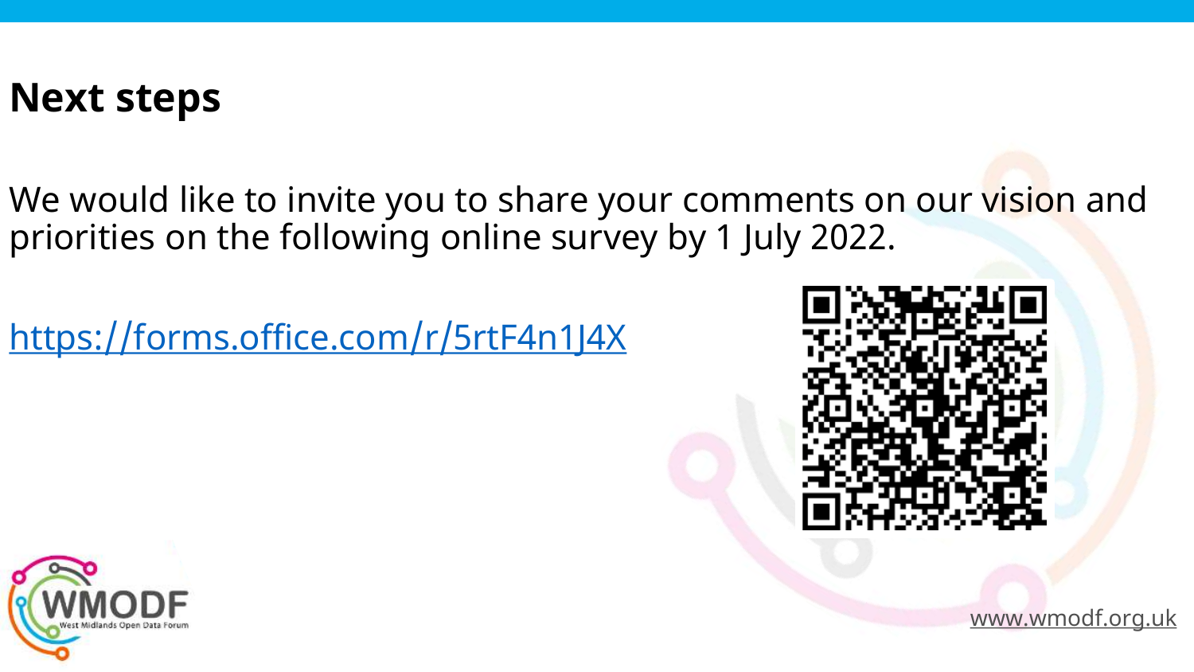# Next steps

We would like to invite you to share your comments on our vision and priorities on the following online survey by 1 July 2022.

https://forms.office.com/r/5rtF4n1J4X

WMODF West Midlands Open Data Forum

www.wmodf.org.uk